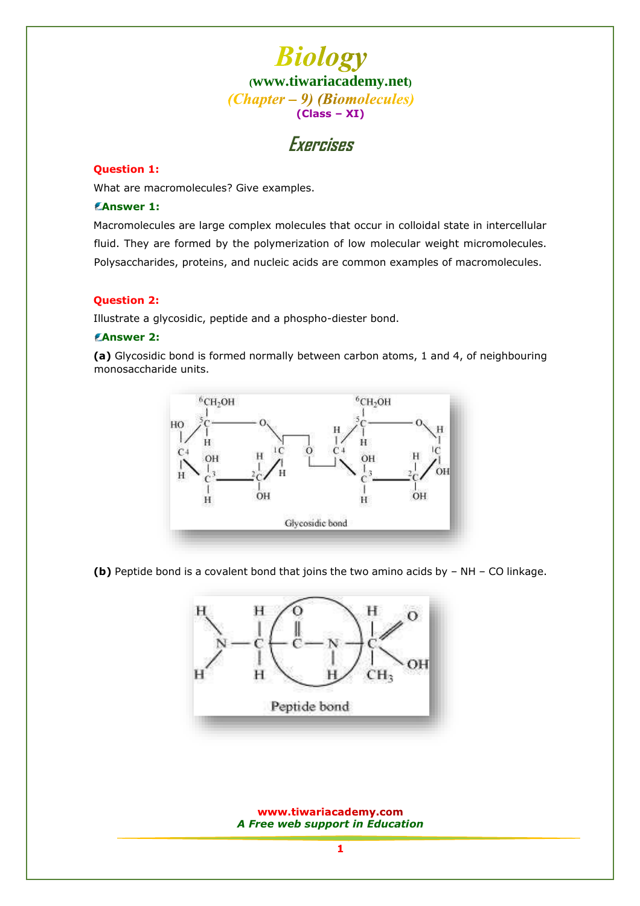# Biology

(www.tiwariacademy.net)

*(Chapter – 9) (Biomolecules)*

**(Class – XI)**

## Exercises

**Question 1:**

What are macromolecules? Give examples.

**Answer 1:**

Macromolecules are large complex molecules that occur in colloidal state in intercellular fluid. They are formed by the polymerization of low molecular weight micromolecules. Polysaccharides, proteins, and nucleic acids are common examples of macromolecules.

**Question 2:**

Illustrate a glycosidic, peptide and a phospho-diester bond.

**Answer 2:**

**(a)** Glycosidic bond is formed normally between carbon atoms, 1 and 4, of neighbouring monosaccharide units.

Glycosidic bond

**(b)** Peptide bond is a covalent bond that joins the two amino acids by – NH – CO linkage.

Peptide bond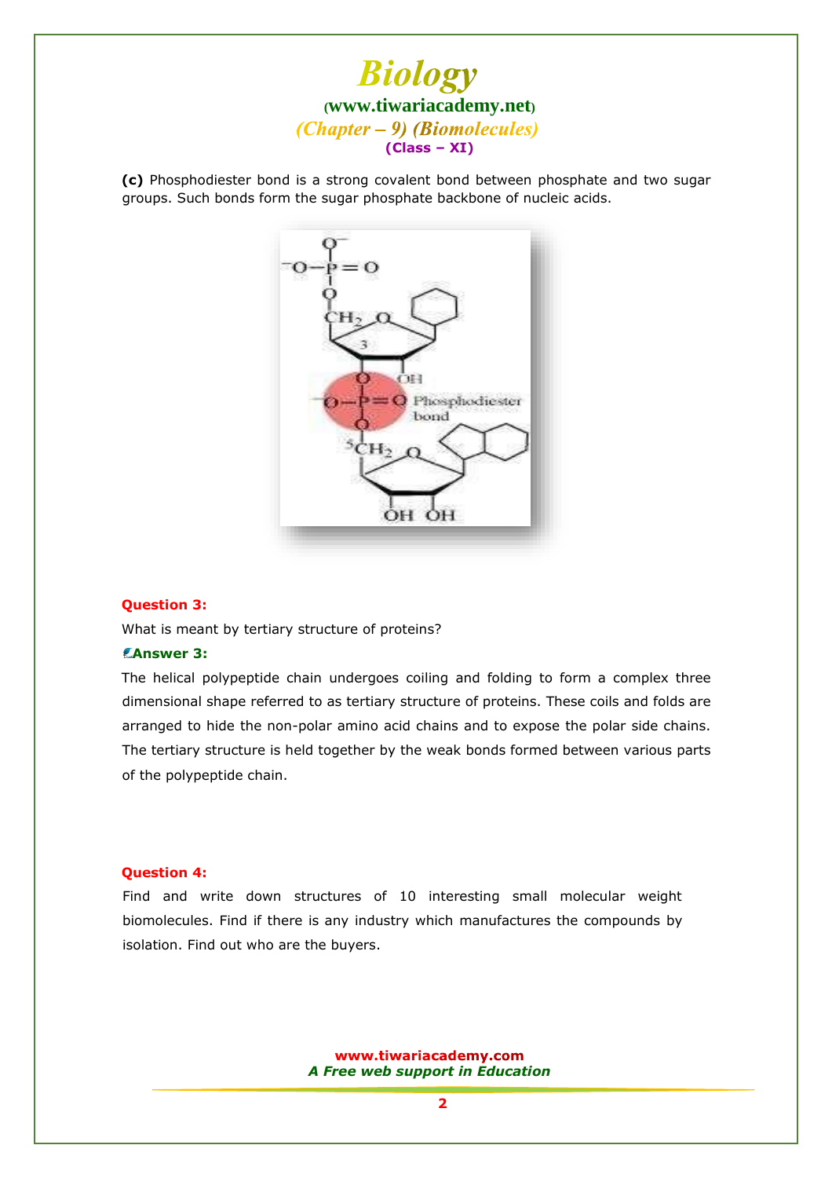**(c)** Phosphodiester bond is a strong covalent bond between phosphate and two sugar groups. Such bonds form the sugar phosphate backbone of nucleic acids.

**Question 3:**

What is meant by tertiary structure of proteins?

**Answer 3:**

The helical polypeptide chain undergoes coiling and folding to form a complex three dimensional shape referred to as tertiary structure of proteins. These coils and folds are arranged to hide the non-polar amino acid chains and to expose the polar side chains. The tertiary structure is held together by the weak bonds formed between various parts of the polypeptide chain.

**Question 4:**

Find and write down structures of 10 interesting small molecular weight biomolecules. Find if there is any industry which manufactures the compounds by isolation. Find out who are the buyers.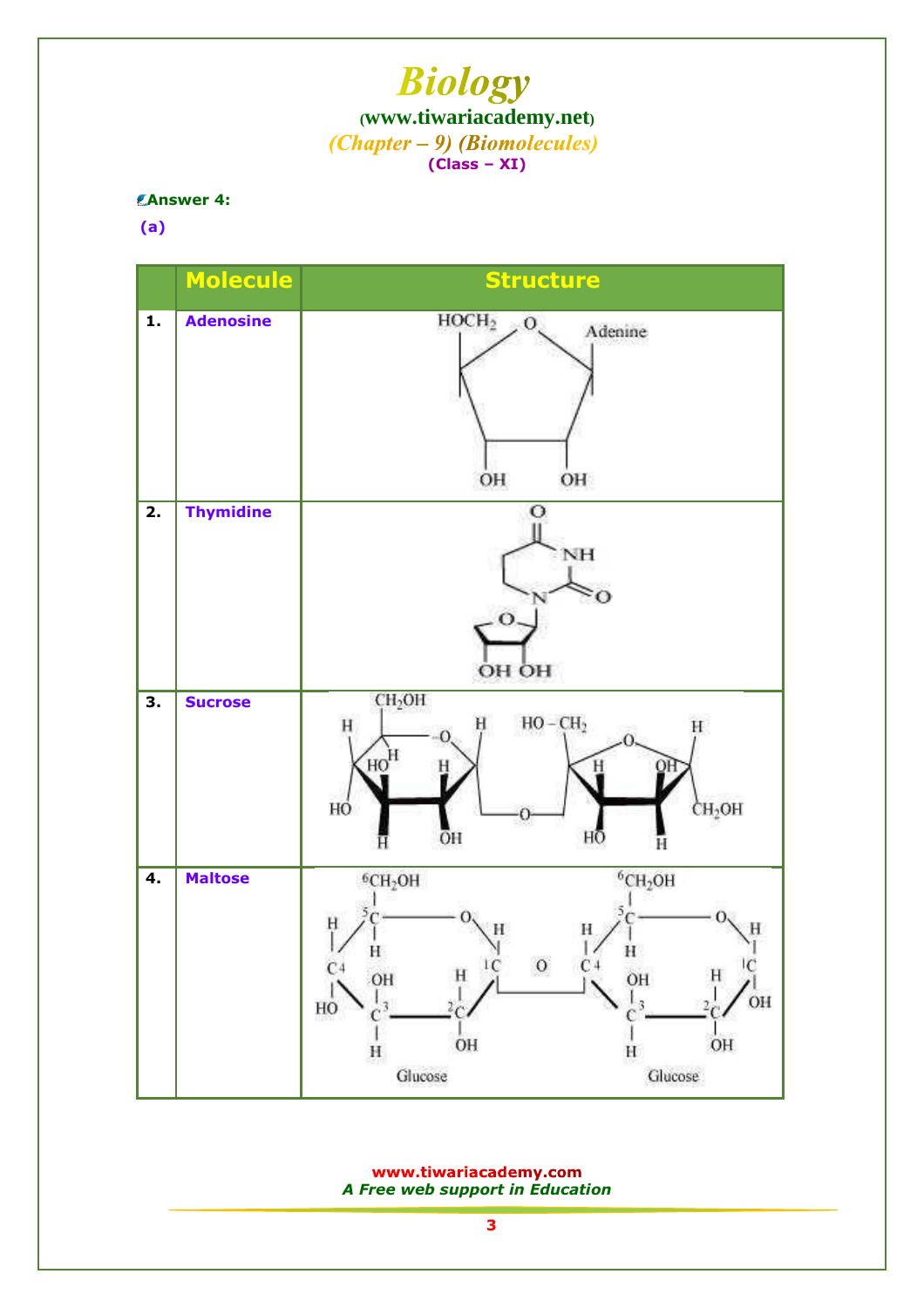**Answer 4:**

**(a)**

| | Molecule | Structure |
|---|---|---|
| 1. | Adenosine | |
| 2. | Thymidine | |
| 3. | Sucrose | |
| 4. | Maltose | |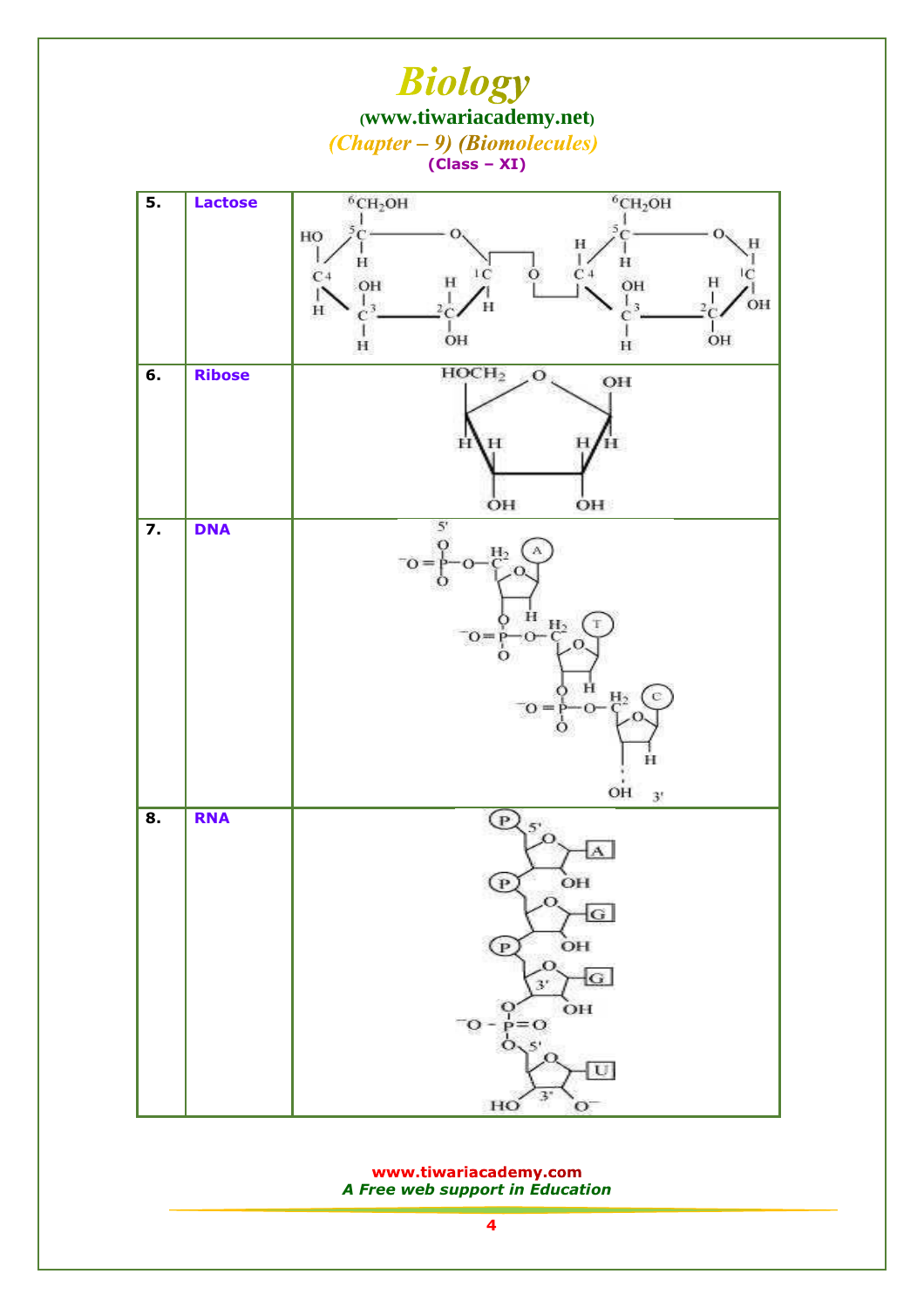| 5. | Lactose | |
|---|---|---|
| 6. | Ribose | |
| 7. | DNA | |
| 8. | RNA | |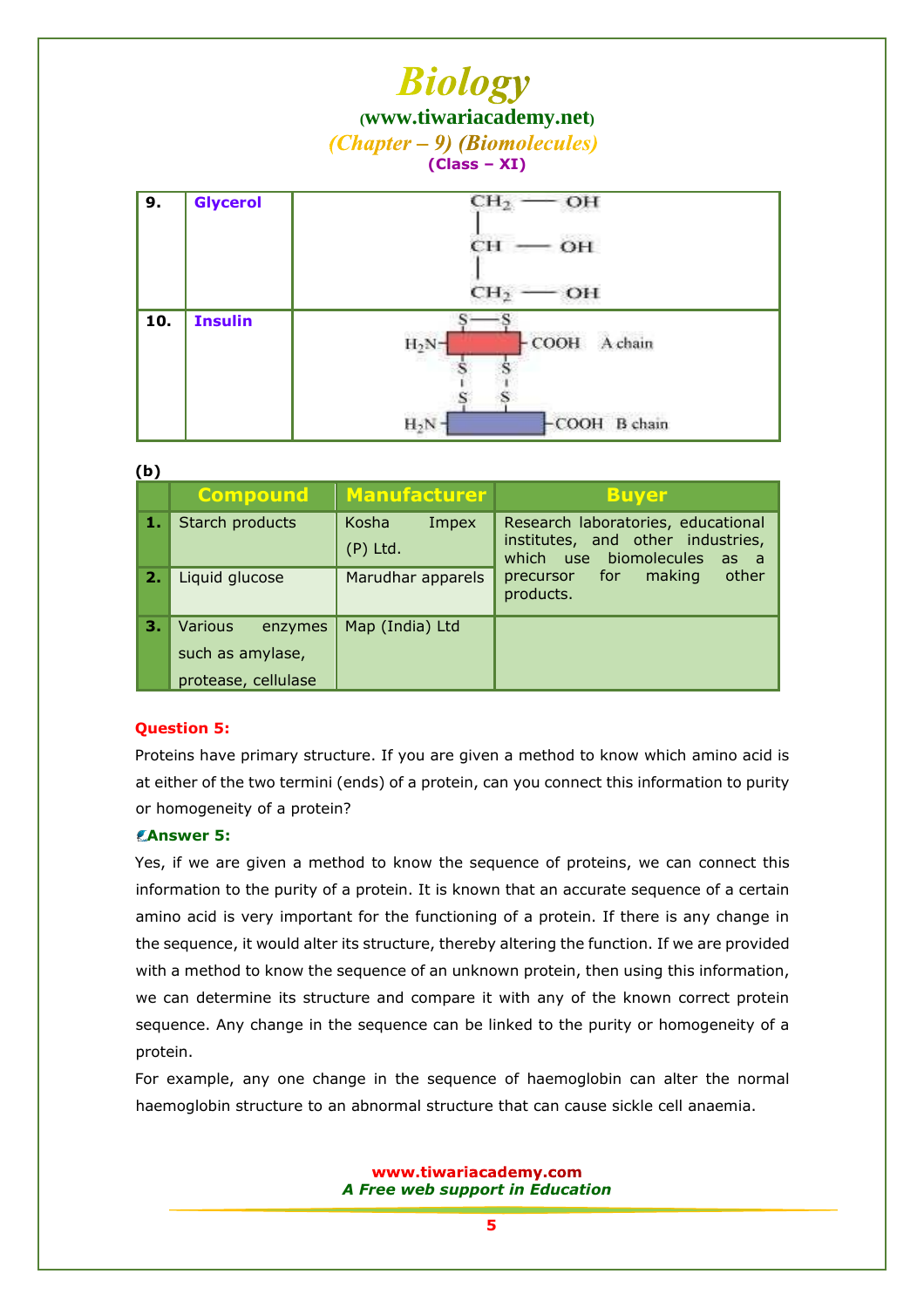| 9. | **Glycerol** | $CH_2 - OH$<br>$\vert$<br>$CH - OH$<br>$\vert$<br>$CH_2 - OH$ |
|---|---|---|
| 10. | **Insulin** | $H_2N$ – [A chain] – COOH A chain; S—S; S–S, S–S; $H_2N$ – [B chain] – COOH B chain |

**(b)**

| | Compound | Manufacturer | Buyer |
|---|---|---|---|
| **1.** | Starch products | Kosha Impex (P) Ltd. | Research laboratories, educational institutes, and other industries, which use biomolecules as a precursor for making other products. |
| **2.** | Liquid glucose | Marudhar apparels | |
| **3.** | Various enzymes such as amylase, protease, cellulase | Map (India) Ltd | |

**Question 5:**

Proteins have primary structure. If you are given a method to know which amino acid is at either of the two termini (ends) of a protein, can you connect this information to purity or homogeneity of a protein?

**Answer 5:**

Yes, if we are given a method to know the sequence of proteins, we can connect this information to the purity of a protein. It is known that an accurate sequence of a certain amino acid is very important for the functioning of a protein. If there is any change in the sequence, it would alter its structure, thereby altering the function. If we are provided with a method to know the sequence of an unknown protein, then using this information, we can determine its structure and compare it with any of the known correct protein sequence. Any change in the sequence can be linked to the purity or homogeneity of a protein.

For example, any one change in the sequence of haemoglobin can alter the normal haemoglobin structure to an abnormal structure that can cause sickle cell anaemia.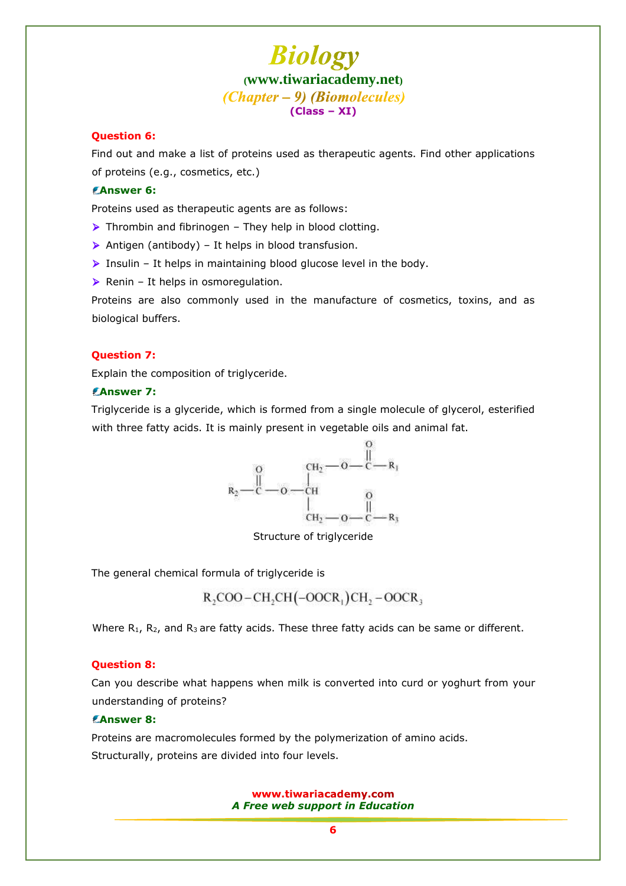**Question 6:**

Find out and make a list of proteins used as therapeutic agents. Find other applications of proteins (e.g., cosmetics, etc.)

**Answer 6:**

Proteins used as therapeutic agents are as follows:

- Thrombin and fibrinogen – They help in blood clotting.
- Antigen (antibody) – It helps in blood transfusion.
- Insulin – It helps in maintaining blood glucose level in the body.
- Renin – It helps in osmoregulation.

Proteins are also commonly used in the manufacture of cosmetics, toxins, and as biological buffers.

**Question 7:**

Explain the composition of triglyceride.

**Answer 7:**

Triglyceride is a glyceride, which is formed from a single molecule of glycerol, esterified with three fatty acids. It is mainly present in vegetable oils and animal fat.

```
                                  O
                                  ||
          O         CH2 — O — C — R1
          ||         |
R2 — C — O — CH
                     |            O
                     |            ||
                    CH2 — O — C — R3
```

Structure of triglyceride

The general chemical formula of triglyceride is

$$R_2COO-CH_2CH(-OOCR_1)CH_2-OOCR_3$$

Where $R_1$, $R_2$, and $R_3$ are fatty acids. These three fatty acids can be same or different.

**Question 8:**

Can you describe what happens when milk is converted into curd or yoghurt from your understanding of proteins?

**Answer 8:**

Proteins are macromolecules formed by the polymerization of amino acids.

Structurally, proteins are divided into four levels.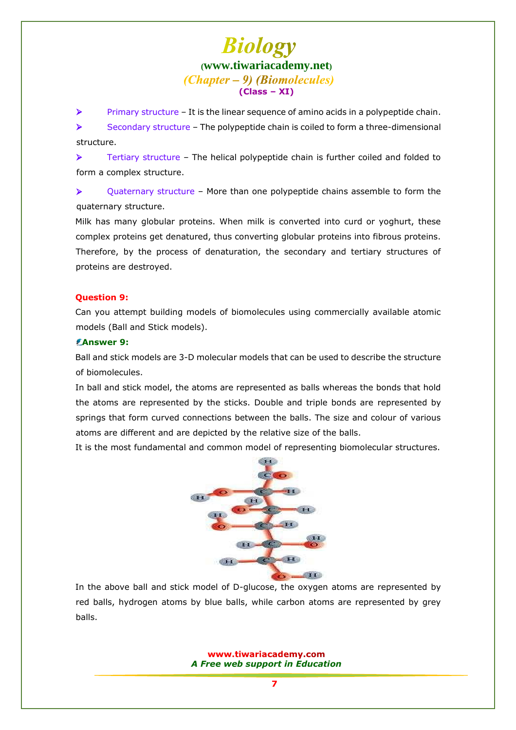- Primary structure – It is the linear sequence of amino acids in a polypeptide chain.
- Secondary structure – The polypeptide chain is coiled to form a three-dimensional structure.
- Tertiary structure – The helical polypeptide chain is further coiled and folded to form a complex structure.
- Quaternary structure – More than one polypeptide chains assemble to form the quaternary structure.

Milk has many globular proteins. When milk is converted into curd or yoghurt, these complex proteins get denatured, thus converting globular proteins into fibrous proteins. Therefore, by the process of denaturation, the secondary and tertiary structures of proteins are destroyed.

**Question 9:**

Can you attempt building models of biomolecules using commercially available atomic models (Ball and Stick models).

**Answer 9:**

Ball and stick models are 3-D molecular models that can be used to describe the structure of biomolecules.

In ball and stick model, the atoms are represented as balls whereas the bonds that hold the atoms are represented by the sticks. Double and triple bonds are represented by springs that form curved connections between the balls. The size and colour of various atoms are different and are depicted by the relative size of the balls.

It is the most fundamental and common model of representing biomolecular structures.

In the above ball and stick model of D-glucose, the oxygen atoms are represented by red balls, hydrogen atoms by blue balls, while carbon atoms are represented by grey balls.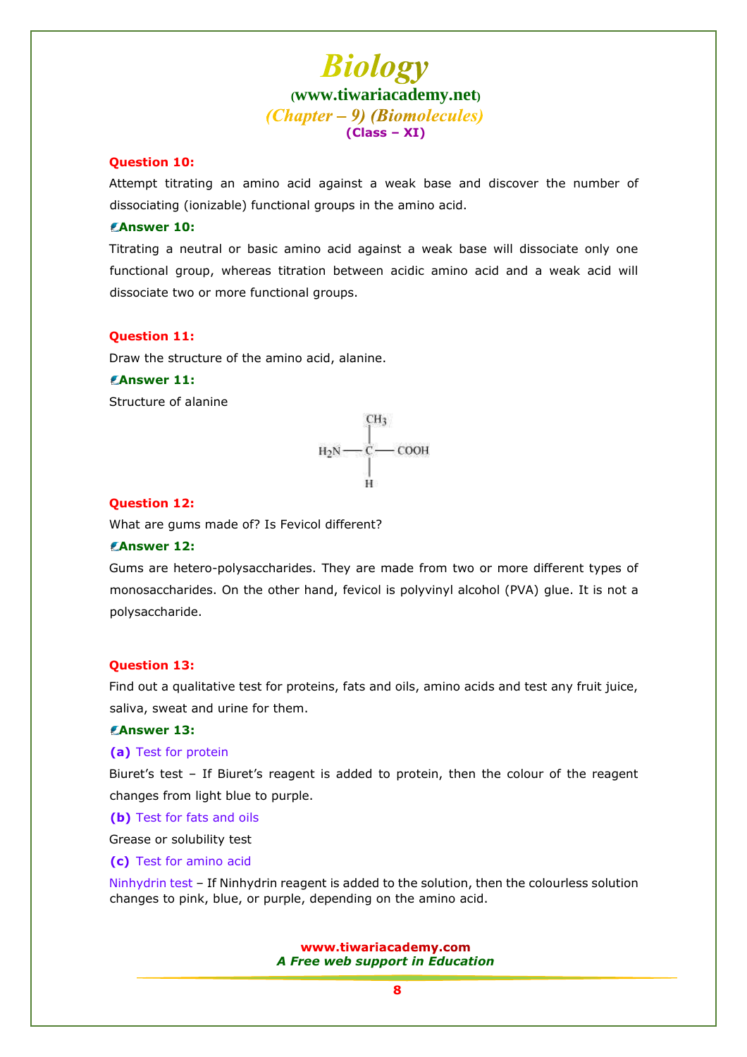**Question 10:**

Attempt titrating an amino acid against a weak base and discover the number of dissociating (ionizable) functional groups in the amino acid.

**Answer 10:**

Titrating a neutral or basic amino acid against a weak base will dissociate only one functional group, whereas titration between acidic amino acid and a weak acid will dissociate two or more functional groups.

**Question 11:**

Draw the structure of the amino acid, alanine.

**Answer 11:**

Structure of alanine

```
          CH3
          |
   H2N —— C —— COOH
          |
          H
```

**Question 12:**

What are gums made of? Is Fevicol different?

**Answer 12:**

Gums are hetero-polysaccharides. They are made from two or more different types of monosaccharides. On the other hand, fevicol is polyvinyl alcohol (PVA) glue. It is not a polysaccharide.

**Question 13:**

Find out a qualitative test for proteins, fats and oils, amino acids and test any fruit juice, saliva, sweat and urine for them.

**Answer 13:**

**(a)** Test for protein

Biuret's test – If Biuret's reagent is added to protein, then the colour of the reagent changes from light blue to purple.

**(b)** Test for fats and oils

Grease or solubility test

**(c)** Test for amino acid

Ninhydrin test – If Ninhydrin reagent is added to the solution, then the colourless solution changes to pink, blue, or purple, depending on the amino acid.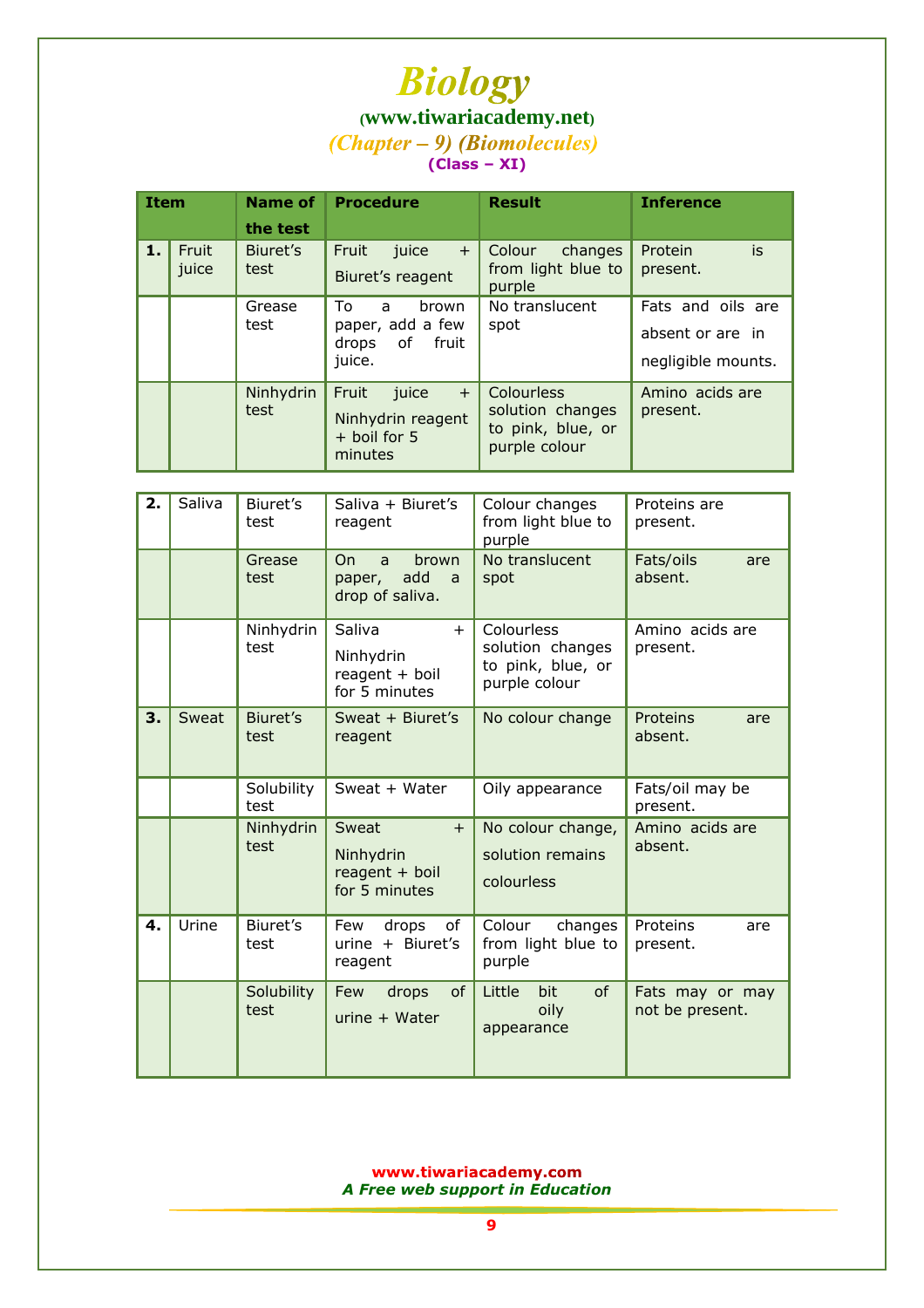| Item | | Name of the test | Procedure | Result | Inference |
|---|---|---|---|---|---|
| **1.** | Fruit juice | Biuret's test | Fruit juice + Biuret's reagent | Colour changes from light blue to purple | Protein is present. |
| | | Grease test | To a brown paper, add a few drops of fruit juice. | No translucent spot | Fats and oils are absent or are in negligible mounts. |
| | | Ninhydrin test | Fruit juice + Ninhydrin reagent + boil for 5 minutes | Colourless solution changes to pink, blue, or purple colour | Amino acids are present. |

| | | | | | |
|---|---|---|---|---|---|
| **2.** | Saliva | Biuret's test | Saliva + Biuret's reagent | Colour changes from light blue to purple | Proteins are present. |
| | | Grease test | On a brown paper, add a drop of saliva. | No translucent spot | Fats/oils are absent. |
| | | Ninhydrin test | Saliva + Ninhydrin reagent + boil for 5 minutes | Colourless solution changes to pink, blue, or purple colour | Amino acids are present. |
| **3.** | Sweat | Biuret's test | Sweat + Biuret's reagent | No colour change | Proteins are absent. |
| | | Solubility test | Sweat + Water | Oily appearance | Fats/oil may be present. |
| | | Ninhydrin test | Sweat + Ninhydrin reagent + boil for 5 minutes | No colour change, solution remains colourless | Amino acids are absent. |
| **4.** | Urine | Biuret's test | Few drops of urine + Biuret's reagent | Colour changes from light blue to purple | Proteins are present. |
| | | Solubility test | Few drops of urine + Water | Little bit of oily appearance | Fats may or may not be present. |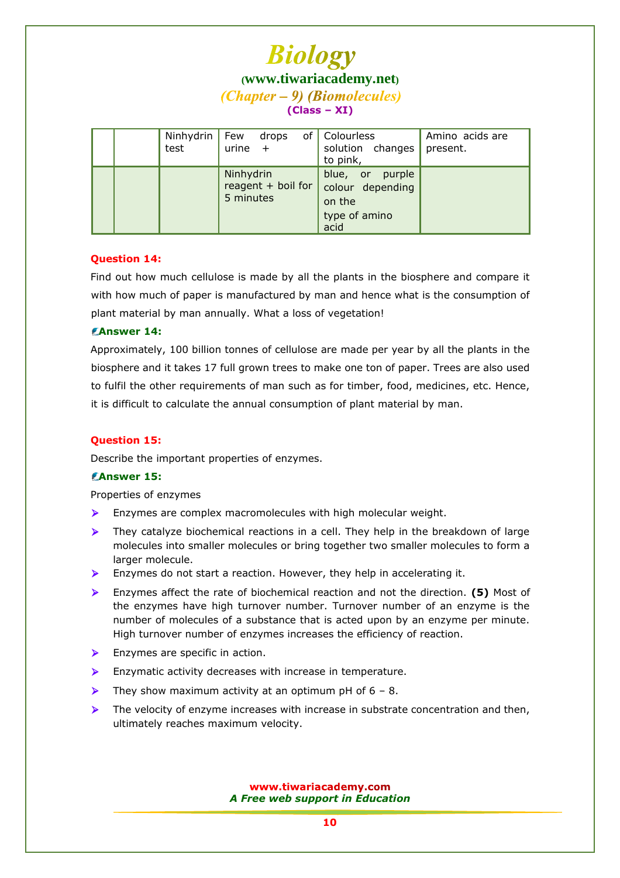| | | | | | |
|---|---|---|---|---|---|
| | | Ninhydrin test | Few drops of urine + Ninhydrin reagent + boil for 5 minutes | Colourless solution changes to pink, blue, or purple colour depending on the type of amino acid | Amino acids are present. |

**Question 14:**

Find out how much cellulose is made by all the plants in the biosphere and compare it with how much of paper is manufactured by man and hence what is the consumption of plant material by man annually. What a loss of vegetation!

**Answer 14:**

Approximately, 100 billion tonnes of cellulose are made per year by all the plants in the biosphere and it takes 17 full grown trees to make one ton of paper. Trees are also used to fulfil the other requirements of man such as for timber, food, medicines, etc. Hence, it is difficult to calculate the annual consumption of plant material by man.

**Question 15:**

Describe the important properties of enzymes.

**Answer 15:**

Properties of enzymes

- Enzymes are complex macromolecules with high molecular weight.
- They catalyze biochemical reactions in a cell. They help in the breakdown of large molecules into smaller molecules or bring together two smaller molecules to form a larger molecule.
- Enzymes do not start a reaction. However, they help in accelerating it.
- Enzymes affect the rate of biochemical reaction and not the direction. **(5)** Most of the enzymes have high turnover number. Turnover number of an enzyme is the number of molecules of a substance that is acted upon by an enzyme per minute. High turnover number of enzymes increases the efficiency of reaction.
- Enzymes are specific in action.
- Enzymatic activity decreases with increase in temperature.
- They show maximum activity at an optimum pH of 6 – 8.
- The velocity of enzyme increases with increase in substrate concentration and then, ultimately reaches maximum velocity.